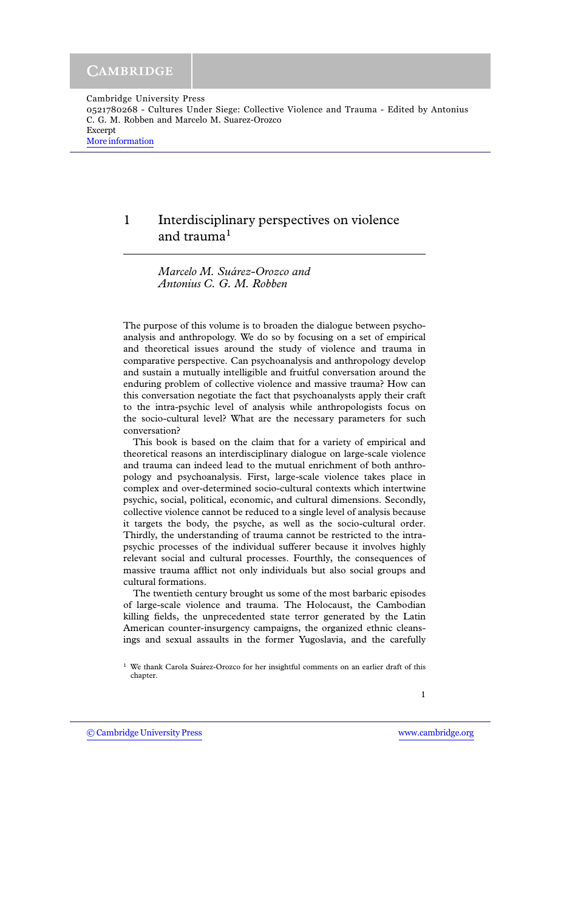# 1 Interdisciplinary perspectives on violence and trauma[1]

*Marcelo M. Suárez-Orozco and Antonius C. G. M. Robben*

The purpose of this volume is to broaden the dialogue between psychoanalysis and anthropology. We do so by focusing on a set of empirical and theoretical issues around the study of violence and trauma in comparative perspective. Can psychoanalysis and anthropology develop and sustain a mutually intelligible and fruitful conversation around the enduring problem of collective violence and massive trauma? How can this conversation negotiate the fact that psychoanalysts apply their craft to the intra-psychic level of analysis while anthropologists focus on the socio-cultural level? What are the necessary parameters for such conversation?

This book is based on the claim that for a variety of empirical and theoretical reasons an interdisciplinary dialogue on large-scale violence and trauma can indeed lead to the mutual enrichment of both anthropology and psychoanalysis. First, large-scale violence takes place in complex and over-determined socio-cultural contexts which intertwine psychic, social, political, economic, and cultural dimensions. Secondly, collective violence cannot be reduced to a single level of analysis because it targets the body, the psyche, as well as the socio-cultural order. Thirdly, the understanding of trauma cannot be restricted to the intra-psychic processes of the individual sufferer because it involves highly relevant social and cultural processes. Fourthly, the consequences of massive trauma afflict not only individuals but also social groups and cultural formations.

The twentieth century brought us some of the most barbaric episodes of large-scale violence and trauma. The Holocaust, the Cambodian killing fields, the unprecedented state terror generated by the Latin American counter-insurgency campaigns, the organized ethnic cleansings and sexual assaults in the former Yugoslavia, and the carefully

[1] We thank Carola Suárez-Orozco for her insightful comments on an earlier draft of this chapter.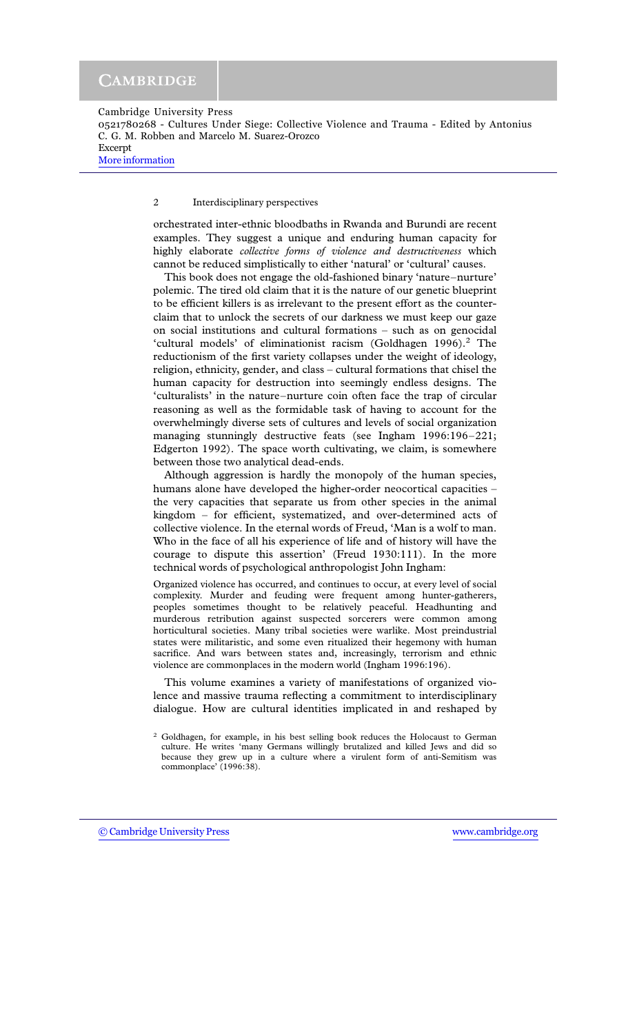orchestrated inter-ethnic bloodbaths in Rwanda and Burundi are recent examples. They suggest a unique and enduring human capacity for highly elaborate *collective forms of violence and destructiveness* which cannot be reduced simplistically to either 'natural' or 'cultural' causes.

This book does not engage the old-fashioned binary 'nature–nurture' polemic. The tired old claim that it is the nature of our genetic blueprint to be efficient killers is as irrelevant to the present effort as the counter-claim that to unlock the secrets of our darkness we must keep our gaze on social institutions and cultural formations – such as on genocidal 'cultural models' of eliminationist racism (Goldhagen 1996).[2] The reductionism of the first variety collapses under the weight of ideology, religion, ethnicity, gender, and class – cultural formations that chisel the human capacity for destruction into seemingly endless designs. The 'culturalists' in the nature–nurture coin often face the trap of circular reasoning as well as the formidable task of having to account for the overwhelmingly diverse sets of cultures and levels of social organization managing stunningly destructive feats (see Ingham 1996:196–221; Edgerton 1992). The space worth cultivating, we claim, is somewhere between those two analytical dead-ends.

Although aggression is hardly the monopoly of the human species, humans alone have developed the higher-order neocortical capacities – the very capacities that separate us from other species in the animal kingdom – for efficient, systematized, and over-determined acts of collective violence. In the eternal words of Freud, 'Man is a wolf to man. Who in the face of all his experience of life and of history will have the courage to dispute this assertion' (Freud 1930:111). In the more technical words of psychological anthropologist John Ingham:

> Organized violence has occurred, and continues to occur, at every level of social complexity. Murder and feuding were frequent among hunter-gatherers, peoples sometimes thought to be relatively peaceful. Headhunting and murderous retribution against suspected sorcerers were common among horticultural societies. Many tribal societies were warlike. Most preindustrial states were militaristic, and some even ritualized their hegemony with human sacrifice. And wars between states and, increasingly, terrorism and ethnic violence are commonplaces in the modern world (Ingham 1996:196).

This volume examines a variety of manifestations of organized violence and massive trauma reflecting a commitment to interdisciplinary dialogue. How are cultural identities implicated in and reshaped by

[2] Goldhagen, for example, in his best selling book reduces the Holocaust to German culture. He writes 'many Germans willingly brutalized and killed Jews and did so because they grew up in a culture where a virulent form of anti-Semitism was commonplace' (1996:38).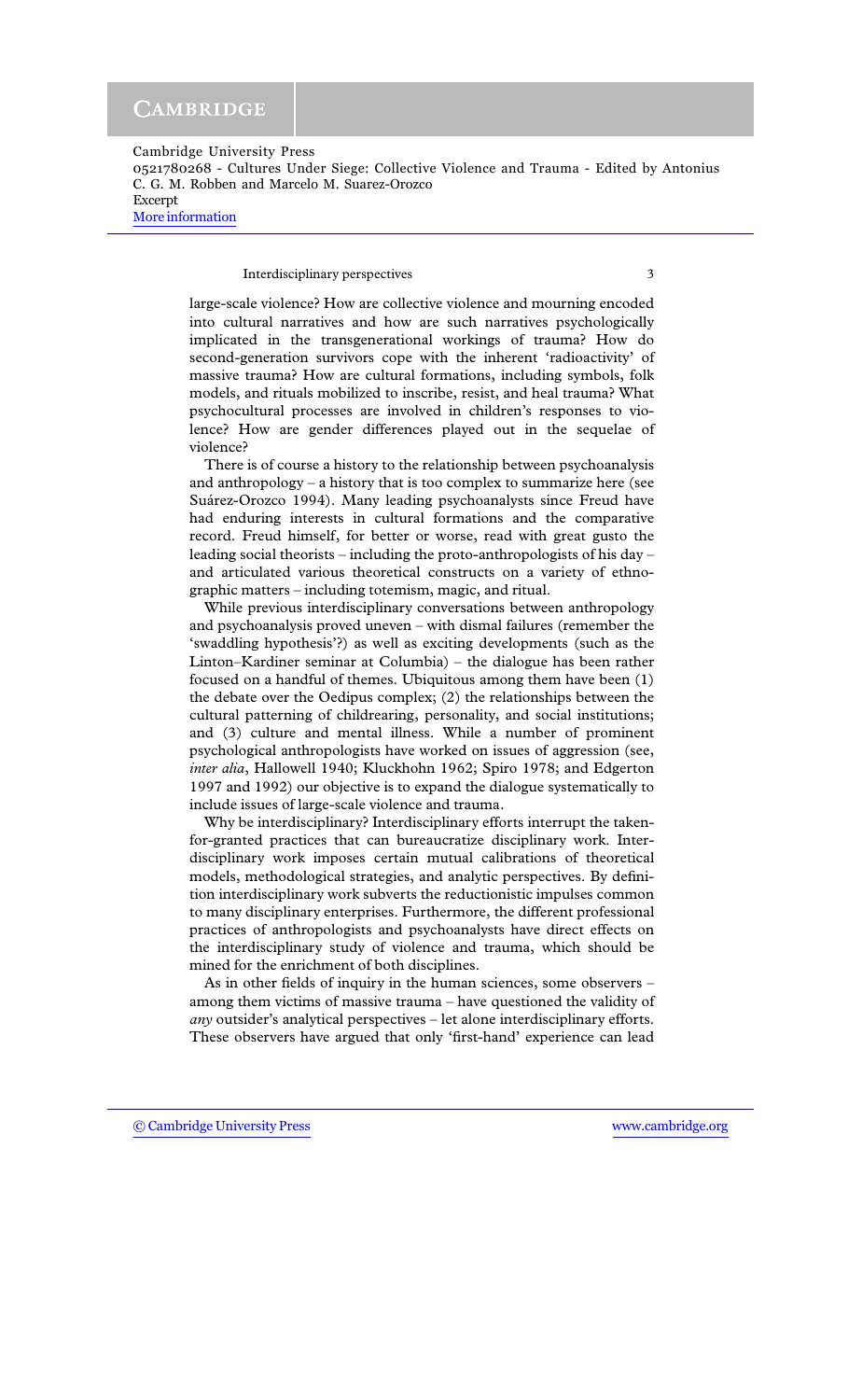large-scale violence? How are collective violence and mourning encoded into cultural narratives and how are such narratives psychologically implicated in the transgenerational workings of trauma? How do second-generation survivors cope with the inherent 'radioactivity' of massive trauma? How are cultural formations, including symbols, folk models, and rituals mobilized to inscribe, resist, and heal trauma? What psychocultural processes are involved in children's responses to violence? How are gender differences played out in the sequelae of violence?

There is of course a history to the relationship between psychoanalysis and anthropology – a history that is too complex to summarize here (see Suárez-Orozco 1994). Many leading psychoanalysts since Freud have had enduring interests in cultural formations and the comparative record. Freud himself, for better or worse, read with great gusto the leading social theorists – including the proto-anthropologists of his day – and articulated various theoretical constructs on a variety of ethnographic matters – including totemism, magic, and ritual.

While previous interdisciplinary conversations between anthropology and psychoanalysis proved uneven – with dismal failures (remember the 'swaddling hypothesis'?) as well as exciting developments (such as the Linton–Kardiner seminar at Columbia) – the dialogue has been rather focused on a handful of themes. Ubiquitous among them have been (1) the debate over the Oedipus complex; (2) the relationships between the cultural patterning of childrearing, personality, and social institutions; and (3) culture and mental illness. While a number of prominent psychological anthropologists have worked on issues of aggression (see, *inter alia*, Hallowell 1940; Kluckhohn 1962; Spiro 1978; and Edgerton 1997 and 1992) our objective is to expand the dialogue systematically to include issues of large-scale violence and trauma.

Why be interdisciplinary? Interdisciplinary efforts interrupt the taken-for-granted practices that can bureaucratize disciplinary work. Interdisciplinary work imposes certain mutual calibrations of theoretical models, methodological strategies, and analytic perspectives. By definition interdisciplinary work subverts the reductionistic impulses common to many disciplinary enterprises. Furthermore, the different professional practices of anthropologists and psychoanalysts have direct effects on the interdisciplinary study of violence and trauma, which should be mined for the enrichment of both disciplines.

As in other fields of inquiry in the human sciences, some observers – among them victims of massive trauma – have questioned the validity of *any* outsider's analytical perspectives – let alone interdisciplinary efforts. These observers have argued that only 'first-hand' experience can lead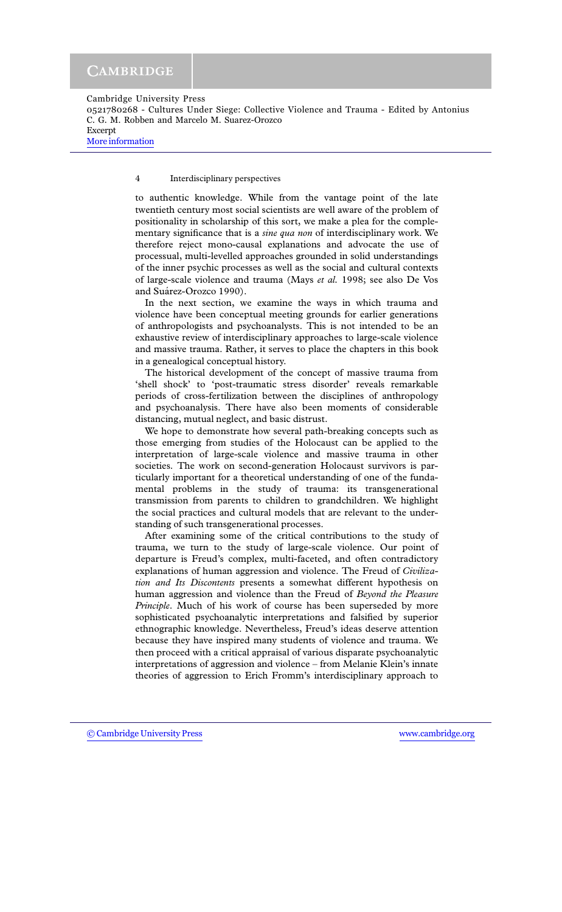to authentic knowledge. While from the vantage point of the late twentieth century most social scientists are well aware of the problem of positionality in scholarship of this sort, we make a plea for the complementary significance that is a *sine qua non* of interdisciplinary work. We therefore reject mono-causal explanations and advocate the use of processual, multi-levelled approaches grounded in solid understandings of the inner psychic processes as well as the social and cultural contexts of large-scale violence and trauma (Mays *et al.* 1998; see also De Vos and Suárez-Orozco 1990).

In the next section, we examine the ways in which trauma and violence have been conceptual meeting grounds for earlier generations of anthropologists and psychoanalysts. This is not intended to be an exhaustive review of interdisciplinary approaches to large-scale violence and massive trauma. Rather, it serves to place the chapters in this book in a genealogical conceptual history.

The historical development of the concept of massive trauma from 'shell shock' to 'post-traumatic stress disorder' reveals remarkable periods of cross-fertilization between the disciplines of anthropology and psychoanalysis. There have also been moments of considerable distancing, mutual neglect, and basic distrust.

We hope to demonstrate how several path-breaking concepts such as those emerging from studies of the Holocaust can be applied to the interpretation of large-scale violence and massive trauma in other societies. The work on second-generation Holocaust survivors is particularly important for a theoretical understanding of one of the fundamental problems in the study of trauma: its transgenerational transmission from parents to children to grandchildren. We highlight the social practices and cultural models that are relevant to the understanding of such transgenerational processes.

After examining some of the critical contributions to the study of trauma, we turn to the study of large-scale violence. Our point of departure is Freud's complex, multi-faceted, and often contradictory explanations of human aggression and violence. The Freud of *Civilization and Its Discontents* presents a somewhat different hypothesis on human aggression and violence than the Freud of *Beyond the Pleasure Principle*. Much of his work of course has been superseded by more sophisticated psychoanalytic interpretations and falsified by superior ethnographic knowledge. Nevertheless, Freud's ideas deserve attention because they have inspired many students of violence and trauma. We then proceed with a critical appraisal of various disparate psychoanalytic interpretations of aggression and violence – from Melanie Klein's innate theories of aggression to Erich Fromm's interdisciplinary approach to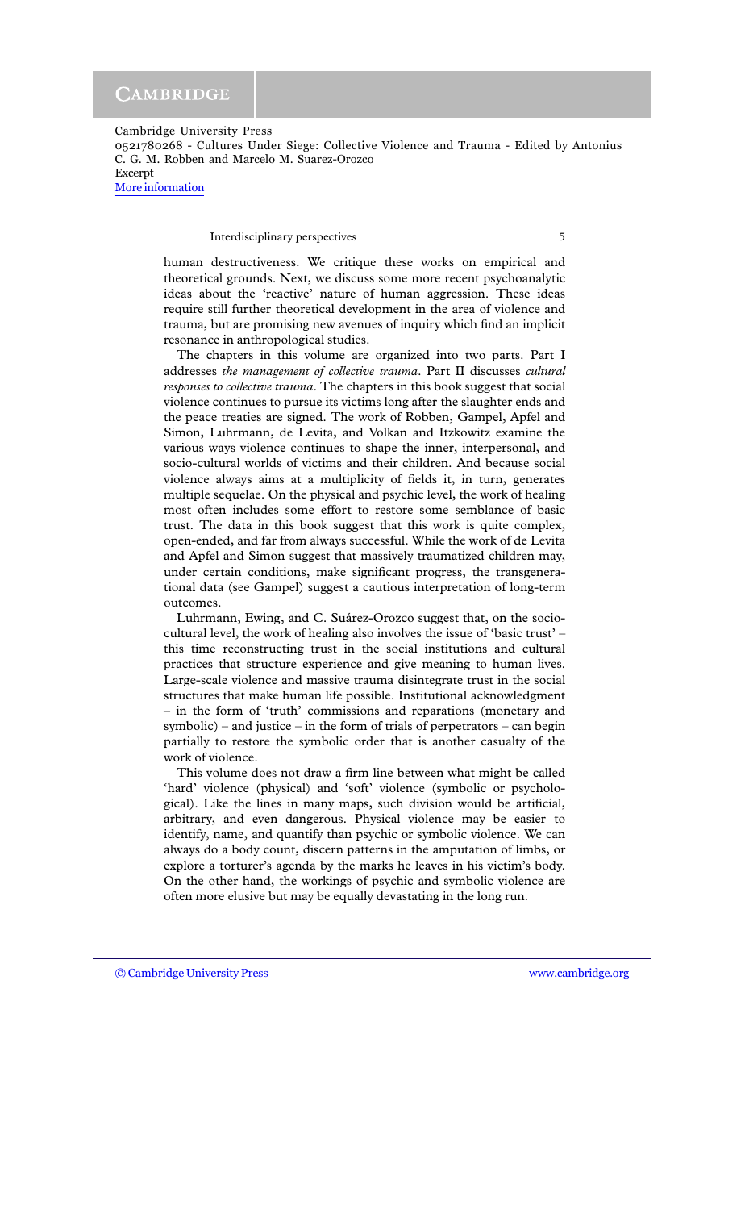human destructiveness. We critique these works on empirical and theoretical grounds. Next, we discuss some more recent psychoanalytic ideas about the 'reactive' nature of human aggression. These ideas require still further theoretical development in the area of violence and trauma, but are promising new avenues of inquiry which find an implicit resonance in anthropological studies.

The chapters in this volume are organized into two parts. Part I addresses *the management of collective trauma*. Part II discusses *cultural responses to collective trauma*. The chapters in this book suggest that social violence continues to pursue its victims long after the slaughter ends and the peace treaties are signed. The work of Robben, Gampel, Apfel and Simon, Luhrmann, de Levita, and Volkan and Itzkowitz examine the various ways violence continues to shape the inner, interpersonal, and socio-cultural worlds of victims and their children. And because social violence always aims at a multiplicity of fields it, in turn, generates multiple sequelae. On the physical and psychic level, the work of healing most often includes some effort to restore some semblance of basic trust. The data in this book suggest that this work is quite complex, open-ended, and far from always successful. While the work of de Levita and Apfel and Simon suggest that massively traumatized children may, under certain conditions, make significant progress, the transgenerational data (see Gampel) suggest a cautious interpretation of long-term outcomes.

Luhrmann, Ewing, and C. Suárez-Orozco suggest that, on the socio-cultural level, the work of healing also involves the issue of 'basic trust' – this time reconstructing trust in the social institutions and cultural practices that structure experience and give meaning to human lives. Large-scale violence and massive trauma disintegrate trust in the social structures that make human life possible. Institutional acknowledgment – in the form of 'truth' commissions and reparations (monetary and symbolic) – and justice – in the form of trials of perpetrators – can begin partially to restore the symbolic order that is another casualty of the work of violence.

This volume does not draw a firm line between what might be called 'hard' violence (physical) and 'soft' violence (symbolic or psychological). Like the lines in many maps, such division would be artificial, arbitrary, and even dangerous. Physical violence may be easier to identify, name, and quantify than psychic or symbolic violence. We can always do a body count, discern patterns in the amputation of limbs, or explore a torturer's agenda by the marks he leaves in his victim's body. On the other hand, the workings of psychic and symbolic violence are often more elusive but may be equally devastating in the long run.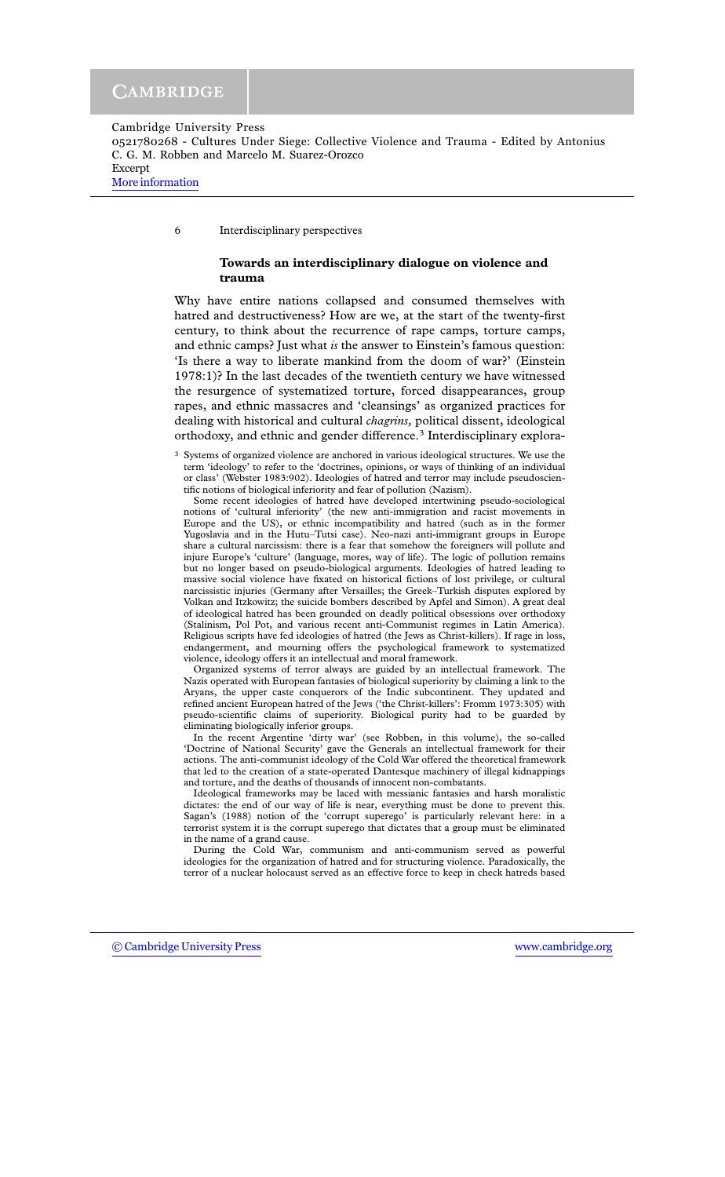## Towards an interdisciplinary dialogue on violence and trauma

Why have entire nations collapsed and consumed themselves with hatred and destructiveness? How are we, at the start of the twenty-first century, to think about the recurrence of rape camps, torture camps, and ethnic camps? Just what *is* the answer to Einstein's famous question: 'Is there a way to liberate mankind from the doom of war?' (Einstein 1978:1)? In the last decades of the twentieth century we have witnessed the resurgence of systematized torture, forced disappearances, group rapes, and ethnic massacres and 'cleansings' as organized practices for dealing with historical and cultural *chagrins,* political dissent, ideological orthodoxy, and ethnic and gender difference.[3] Interdisciplinary explora-

[3] Systems of organized violence are anchored in various ideological structures. We use the term 'ideology' to refer to the 'doctrines, opinions, or ways of thinking of an individual or class' (Webster 1983:902). Ideologies of hatred and terror may include pseudoscientific notions of biological inferiority and fear of pollution (Nazism).

Some recent ideologies of hatred have developed intertwining pseudo-sociological notions of 'cultural inferiority' (the new anti-immigration and racist movements in Europe and the US), or ethnic incompatibility and hatred (such as in the former Yugoslavia and in the Hutu–Tutsi case). Neo-nazi anti-immigrant groups in Europe share a cultural narcissism: there is a fear that somehow the foreigners will pollute and injure Europe's 'culture' (language, mores, way of life). The logic of pollution remains but no longer based on pseudo-biological arguments. Ideologies of hatred leading to massive social violence have fixated on historical fictions of lost privilege, or cultural narcissistic injuries (Germany after Versailles; the Greek–Turkish disputes explored by Volkan and Itzkowitz; the suicide bombers described by Apfel and Simon). A great deal of ideological hatred has been grounded on deadly political obsessions over orthodoxy (Stalinism, Pol Pot, and various recent anti-Communist regimes in Latin America). Religious scripts have fed ideologies of hatred (the Jews as Christ-killers). If rage in loss, endangerment, and mourning offers the psychological framework to systematized violence, ideology offers it an intellectual and moral framework.

Organized systems of terror always are guided by an intellectual framework. The Nazis operated with European fantasies of biological superiority by claiming a link to the Aryans, the upper caste conquerors of the Indic subcontinent. They updated and refined ancient European hatred of the Jews ('the Christ-killers': Fromm 1973:305) with pseudo-scientific claims of superiority. Biological purity had to be guarded by eliminating biologically inferior groups.

In the recent Argentine 'dirty war' (see Robben, in this volume), the so-called 'Doctrine of National Security' gave the Generals an intellectual framework for their actions. The anti-communist ideology of the Cold War offered the theoretical framework that led to the creation of a state-operated Dantesque machinery of illegal kidnappings and torture, and the deaths of thousands of innocent non-combatants.

Ideological frameworks may be laced with messianic fantasies and harsh moralistic dictates: the end of our way of life is near, everything must be done to prevent this. Sagan's (1988) notion of the 'corrupt superego' is particularly relevant here: in a terrorist system it is the corrupt superego that dictates that a group must be eliminated in the name of a grand cause.

During the Cold War, communism and anti-communism served as powerful ideologies for the organization of hatred and for structuring violence. Paradoxically, the terror of a nuclear holocaust served as an effective force to keep in check hatreds based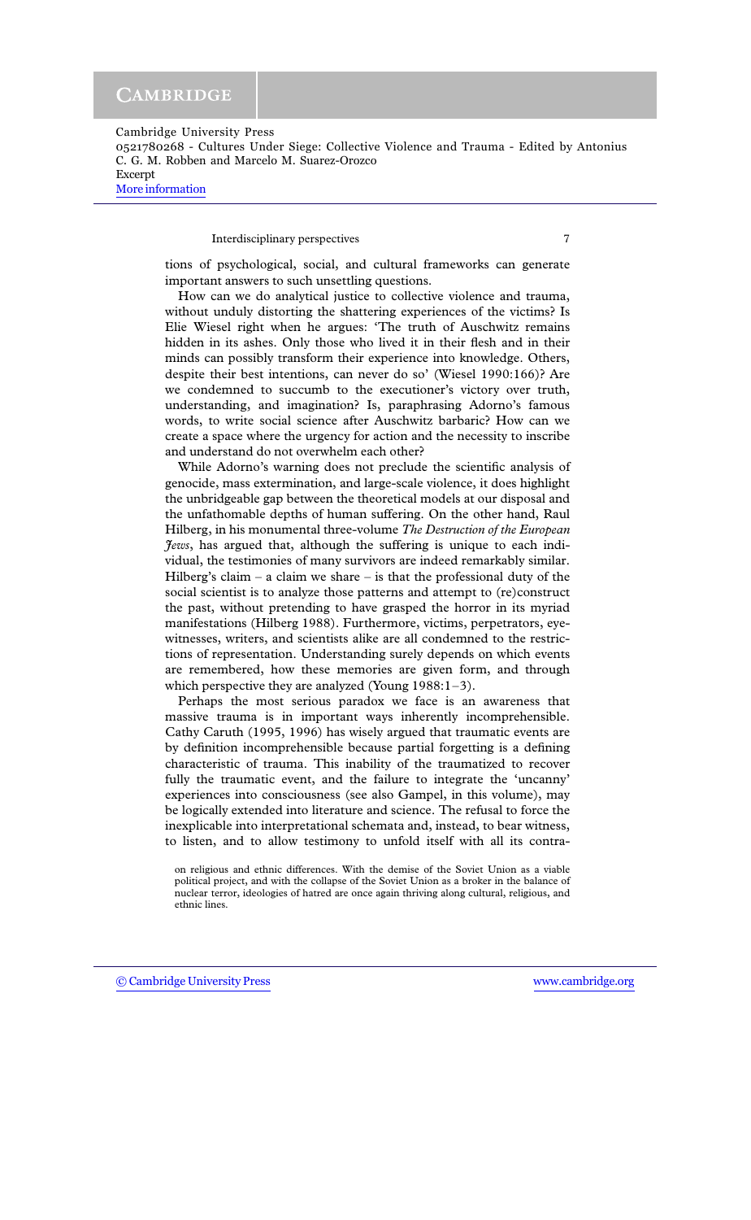tions of psychological, social, and cultural frameworks can generate important answers to such unsettling questions.

How can we do analytical justice to collective violence and trauma, without unduly distorting the shattering experiences of the victims? Is Elie Wiesel right when he argues: 'The truth of Auschwitz remains hidden in its ashes. Only those who lived it in their flesh and in their minds can possibly transform their experience into knowledge. Others, despite their best intentions, can never do so' (Wiesel 1990:166)? Are we condemned to succumb to the executioner's victory over truth, understanding, and imagination? Is, paraphrasing Adorno's famous words, to write social science after Auschwitz barbaric? How can we create a space where the urgency for action and the necessity to inscribe and understand do not overwhelm each other?

While Adorno's warning does not preclude the scientific analysis of genocide, mass extermination, and large-scale violence, it does highlight the unbridgeable gap between the theoretical models at our disposal and the unfathomable depths of human suffering. On the other hand, Raul Hilberg, in his monumental three-volume *The Destruction of the European Jews*, has argued that, although the suffering is unique to each individual, the testimonies of many survivors are indeed remarkably similar. Hilberg's claim – a claim we share – is that the professional duty of the social scientist is to analyze those patterns and attempt to (re)construct the past, without pretending to have grasped the horror in its myriad manifestations (Hilberg 1988). Furthermore, victims, perpetrators, eyewitnesses, writers, and scientists alike are all condemned to the restrictions of representation. Understanding surely depends on which events are remembered, how these memories are given form, and through which perspective they are analyzed (Young 1988:1–3).

Perhaps the most serious paradox we face is an awareness that massive trauma is in important ways inherently incomprehensible. Cathy Caruth (1995, 1996) has wisely argued that traumatic events are by definition incomprehensible because partial forgetting is a defining characteristic of trauma. This inability of the traumatized to recover fully the traumatic event, and the failure to integrate the 'uncanny' experiences into consciousness (see also Gampel, in this volume), may be logically extended into literature and science. The refusal to force the inexplicable into interpretational schemata and, instead, to bear witness, to listen, and to allow testimony to unfold itself with all its contra-

on religious and ethnic differences. With the demise of the Soviet Union as a viable political project, and with the collapse of the Soviet Union as a broker in the balance of nuclear terror, ideologies of hatred are once again thriving along cultural, religious, and ethnic lines.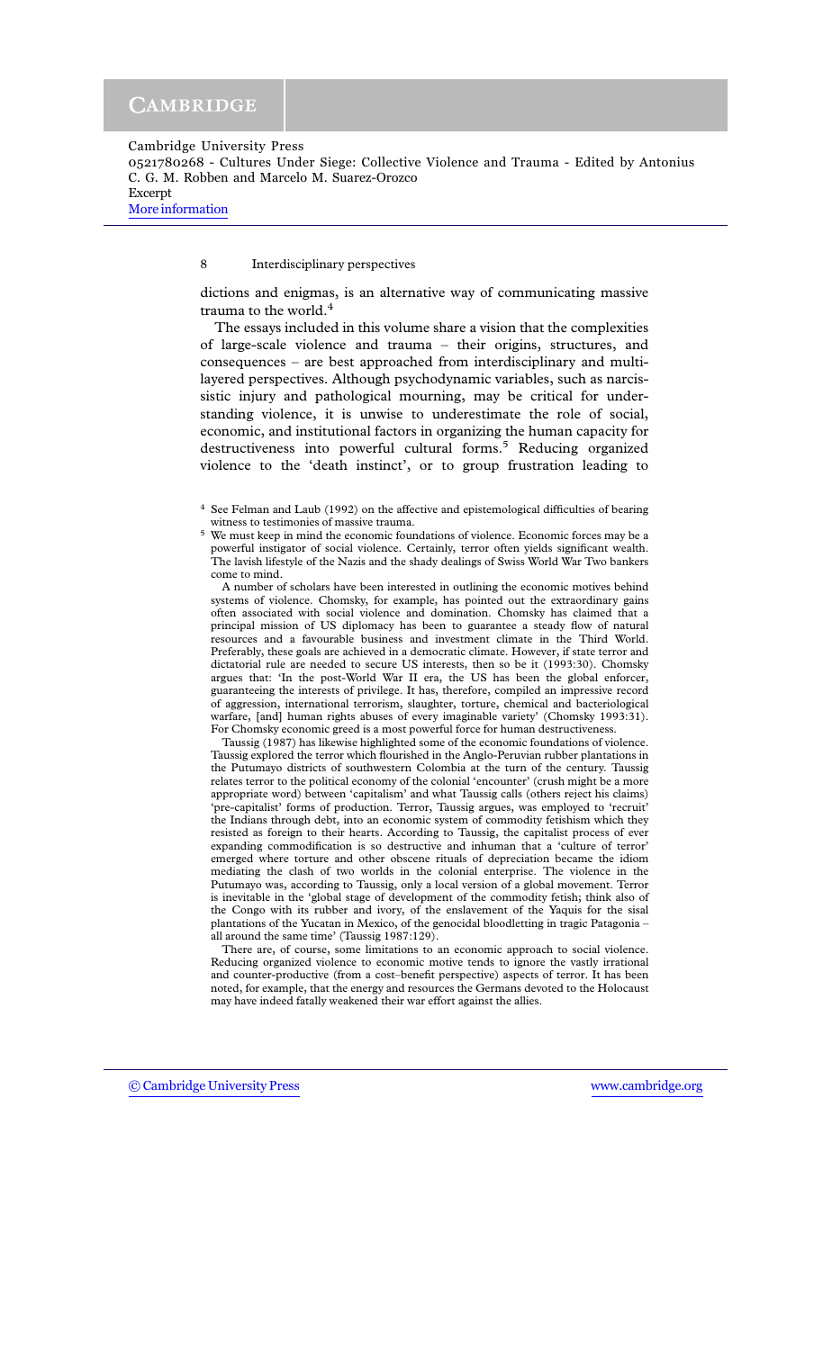dictions and enigmas, is an alternative way of communicating massive trauma to the world.[4]

The essays included in this volume share a vision that the complexities of large-scale violence and trauma – their origins, structures, and consequences – are best approached from interdisciplinary and multi-layered perspectives. Although psychodynamic variables, such as narcissistic injury and pathological mourning, may be critical for understanding violence, it is unwise to underestimate the role of social, economic, and institutional factors in organizing the human capacity for destructiveness into powerful cultural forms.[5] Reducing organized violence to the 'death instinct', or to group frustration leading to

---

[4] See Felman and Laub (1992) on the affective and epistemological difficulties of bearing witness to testimonies of massive trauma.

[5] We must keep in mind the economic foundations of violence. Economic forces may be a powerful instigator of social violence. Certainly, terror often yields significant wealth. The lavish lifestyle of the Nazis and the shady dealings of Swiss World War Two bankers come to mind.

A number of scholars have been interested in outlining the economic motives behind systems of violence. Chomsky, for example, has pointed out the extraordinary gains often associated with social violence and domination. Chomsky has claimed that a principal mission of US diplomacy has been to guarantee a steady flow of natural resources and a favourable business and investment climate in the Third World. Preferably, these goals are achieved in a democratic climate. However, if state terror and dictatorial rule are needed to secure US interests, then so be it (1993:30). Chomsky argues that: 'In the post-World War II era, the US has been the global enforcer, guaranteeing the interests of privilege. It has, therefore, compiled an impressive record of aggression, international terrorism, slaughter, torture, chemical and bacteriological warfare, [and] human rights abuses of every imaginable variety' (Chomsky 1993:31). For Chomsky economic greed is a most powerful force for human destructiveness.

Taussig (1987) has likewise highlighted some of the economic foundations of violence. Taussig explored the terror which flourished in the Anglo-Peruvian rubber plantations in the Putumayo districts of southwestern Colombia at the turn of the century. Taussig relates terror to the political economy of the colonial 'encounter' (crush might be a more appropriate word) between 'capitalism' and what Taussig calls (others reject his claims) 'pre-capitalist' forms of production. Terror, Taussig argues, was employed to 'recruit' the Indians through debt, into an economic system of commodity fetishism which they resisted as foreign to their hearts. According to Taussig, the capitalist process of ever expanding commodification is so destructive and inhuman that a 'culture of terror' emerged where torture and other obscene rituals of depreciation became the idiom mediating the clash of two worlds in the colonial enterprise. The violence in the Putumayo was, according to Taussig, only a local version of a global movement. Terror is inevitable in the 'global stage of development of the commodity fetish; think also of the Congo with its rubber and ivory, of the enslavement of the Yaquis for the sisal plantations of the Yucatan in Mexico, of the genocidal bloodletting in tragic Patagonia – all around the same time' (Taussig 1987:129).

There are, of course, some limitations to an economic approach to social violence. Reducing organized violence to economic motive tends to ignore the vastly irrational and counter-productive (from a cost–benefit perspective) aspects of terror. It has been noted, for example, that the energy and resources the Germans devoted to the Holocaust may have indeed fatally weakened their war effort against the allies.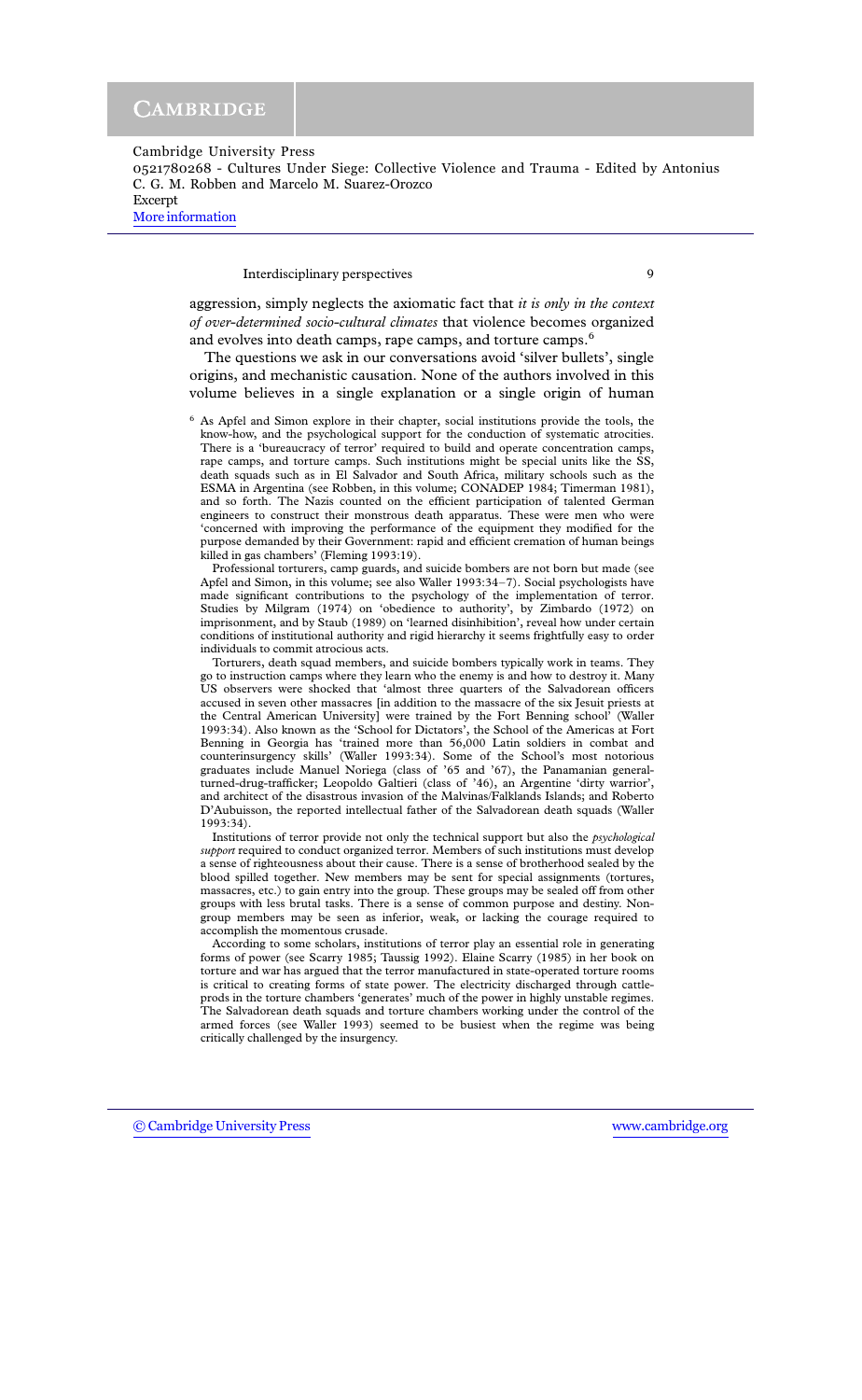aggression, simply neglects the axiomatic fact that *it is only in the context of over-determined socio-cultural climates* that violence becomes organized and evolves into death camps, rape camps, and torture camps.[6]

The questions we ask in our conversations avoid 'silver bullets', single origins, and mechanistic causation. None of the authors involved in this volume believes in a single explanation or a single origin of human

---

[6] As Apfel and Simon explore in their chapter, social institutions provide the tools, the know-how, and the psychological support for the conduction of systematic atrocities. There is a 'bureaucracy of terror' required to build and operate concentration camps, rape camps, and torture camps. Such institutions might be special units like the SS, death squads such as in El Salvador and South Africa, military schools such as the ESMA in Argentina (see Robben, in this volume; CONADEP 1984; Timerman 1981), and so forth. The Nazis counted on the efficient participation of talented German engineers to construct their monstrous death apparatus. These were men who were 'concerned with improving the performance of the equipment they modified for the purpose demanded by their Government: rapid and efficient cremation of human beings killed in gas chambers' (Fleming 1993:19).

Professional torturers, camp guards, and suicide bombers are not born but made (see Apfel and Simon, in this volume; see also Waller 1993:34–7). Social psychologists have made significant contributions to the psychology of the implementation of terror. Studies by Milgram (1974) on 'obedience to authority', by Zimbardo (1972) on imprisonment, and by Staub (1989) on 'learned disinhibition', reveal how under certain conditions of institutional authority and rigid hierarchy it seems frightfully easy to order individuals to commit atrocious acts.

Torturers, death squad members, and suicide bombers typically work in teams. They go to instruction camps where they learn who the enemy is and how to destroy it. Many US observers were shocked that 'almost three quarters of the Salvadorean officers accused in seven other massacres [in addition to the massacre of the six Jesuit priests at the Central American University] were trained by the Fort Benning school' (Waller 1993:34). Also known as the 'School for Dictators', the School of the Americas at Fort Benning in Georgia has 'trained more than 56,000 Latin soldiers in combat and counterinsurgency skills' (Waller 1993:34). Some of the School's most notorious graduates include Manuel Noriega (class of '65 and '67), the Panamanian general-turned-drug-trafficker; Leopoldo Galtieri (class of '46), an Argentine 'dirty warrior', and architect of the disastrous invasion of the Malvinas/Falklands Islands; and Roberto D'Aubuisson, the reported intellectual father of the Salvadorean death squads (Waller 1993:34).

Institutions of terror provide not only the technical support but also the *psychological support* required to conduct organized terror. Members of such institutions must develop a sense of righteousness about their cause. There is a sense of brotherhood sealed by the blood spilled together. New members may be sent for special assignments (tortures, massacres, etc.) to gain entry into the group. These groups may be sealed off from other groups with less brutal tasks. There is a sense of common purpose and destiny. Non-group members may be seen as inferior, weak, or lacking the courage required to accomplish the momentous crusade.

According to some scholars, institutions of terror play an essential role in generating forms of power (see Scarry 1985; Taussig 1992). Elaine Scarry (1985) in her book on torture and war has argued that the terror manufactured in state-operated torture rooms is critical to creating forms of state power. The electricity discharged through cattle-prods in the torture chambers 'generates' much of the power in highly unstable regimes. The Salvadorean death squads and torture chambers working under the control of the armed forces (see Waller 1993) seemed to be busiest when the regime was being critically challenged by the insurgency.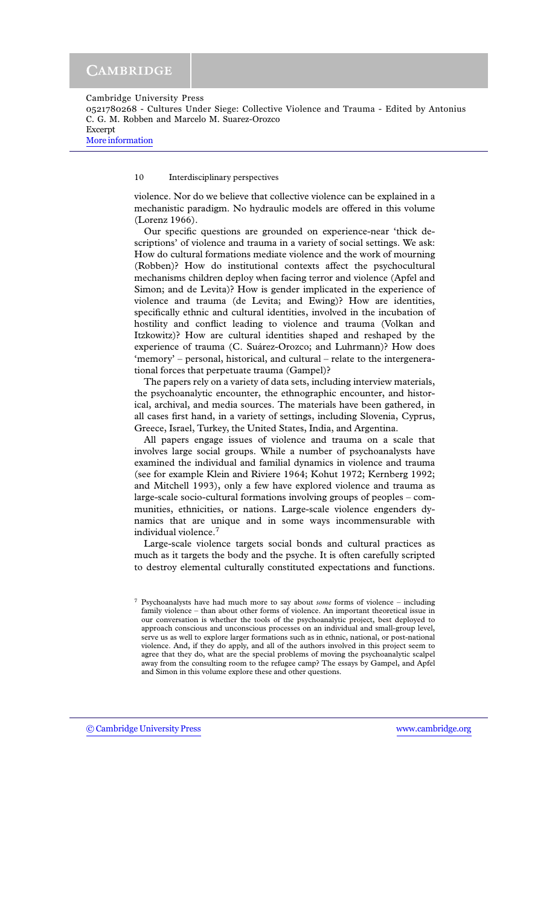violence. Nor do we believe that collective violence can be explained in a mechanistic paradigm. No hydraulic models are offered in this volume (Lorenz 1966).

Our specific questions are grounded on experience-near 'thick descriptions' of violence and trauma in a variety of social settings. We ask: How do cultural formations mediate violence and the work of mourning (Robben)? How do institutional contexts affect the psychocultural mechanisms children deploy when facing terror and violence (Apfel and Simon; and de Levita)? How is gender implicated in the experience of violence and trauma (de Levita; and Ewing)? How are identities, specifically ethnic and cultural identities, involved in the incubation of hostility and conflict leading to violence and trauma (Volkan and Itzkowitz)? How are cultural identities shaped and reshaped by the experience of trauma (C. Suárez-Orozco; and Luhrmann)? How does 'memory' – personal, historical, and cultural – relate to the intergenerational forces that perpetuate trauma (Gampel)?

The papers rely on a variety of data sets, including interview materials, the psychoanalytic encounter, the ethnographic encounter, and historical, archival, and media sources. The materials have been gathered, in all cases first hand, in a variety of settings, including Slovenia, Cyprus, Greece, Israel, Turkey, the United States, India, and Argentina.

All papers engage issues of violence and trauma on a scale that involves large social groups. While a number of psychoanalysts have examined the individual and familial dynamics in violence and trauma (see for example Klein and Riviere 1964; Kohut 1972; Kernberg 1992; and Mitchell 1993), only a few have explored violence and trauma as large-scale socio-cultural formations involving groups of peoples – communities, ethnicities, or nations. Large-scale violence engenders dynamics that are unique and in some ways incommensurable with individual violence.[7]

Large-scale violence targets social bonds and cultural practices as much as it targets the body and the psyche. It is often carefully scripted to destroy elemental culturally constituted expectations and functions.

[7] Psychoanalysts have had much more to say about *some* forms of violence – including family violence – than about other forms of violence. An important theoretical issue in our conversation is whether the tools of the psychoanalytic project, best deployed to approach conscious and unconscious processes on an individual and small-group level, serve us as well to explore larger formations such as in ethnic, national, or post-national violence. And, if they do apply, and all of the authors involved in this project seem to agree that they do, what are the special problems of moving the psychoanalytic scalpel away from the consulting room to the refugee camp? The essays by Gampel, and Apfel and Simon in this volume explore these and other questions.